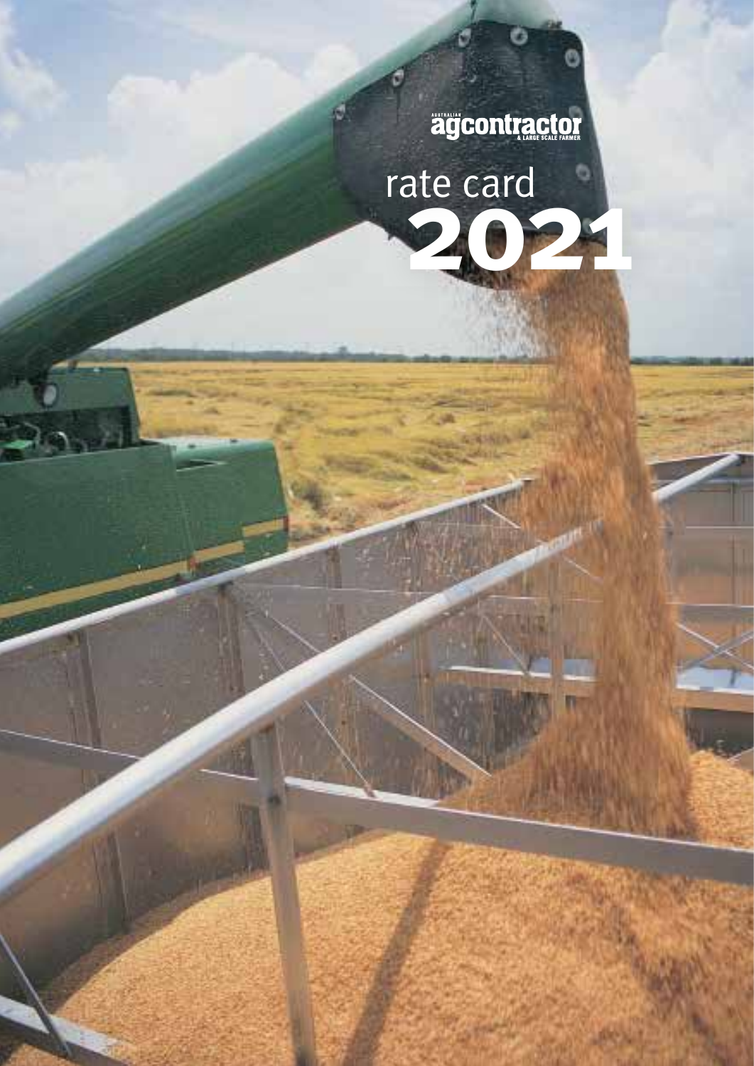AUSTRALIAN **agcontractor** & LARGE SCALE FARMER

# rate card 2021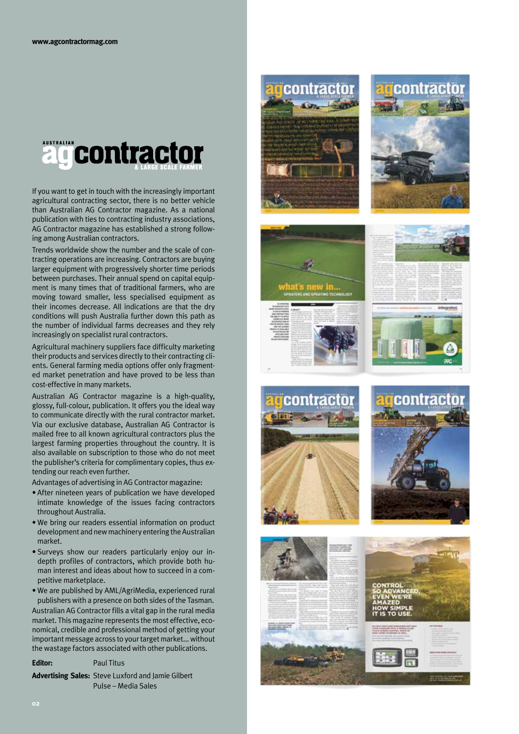www.agcontractormag.com

# AUSTRALIAN agcontractor & LARGE SCALE FARMER

If you want to get in touch with the increasingly important agricultural contracting sector, there is no better vehicle than Australian AG Contractor magazine. As a national publication with ties to contracting industry associations, AG Contractor magazine has established a strong following among Australian contractors.

Trends worldwide show the number and the scale of contracting operations are increasing. Contractors are buying larger equipment with progressively shorter time periods between purchases. Their annual spend on capital equipment is many times that of traditional farmers, who are moving toward smaller, less specialised equipment as their incomes decrease. All indications are that the dry conditions will push Australia further down this path as the number of individual farms decreases and they rely increasingly on specialist rural contractors.

Agricultural machinery suppliers face difficulty marketing their products and services directly to their contracting clients. General farming media options offer only fragmented market penetration and have proved to be less than cost-effective in many markets.

Australian AG Contractor magazine is a high-quality, glossy, full-colour, publication. It offers you the ideal way to communicate directly with the rural contractor market. Via our exclusive database, Australian AG Contractor is mailed free to all known agricultural contractors plus the largest farming properties throughout the country. It is also available on subscription to those who do not meet the publisher's criteria for complimentary copies, thus extending our reach even further.

Advantages of advertising in AG Contractor magazine:

- After nineteen years of publication we have developed intimate knowledge of the issues facing contractors throughout Australia.
- We bring our readers essential information on product development and new machinery entering the Australian market.
- Surveys show our readers particularly enjoy our in-depth profiles of contractors, which provide both human interest and ideas about how to succeed in a competitive marketplace.
- We are published by AML/AgriMedia, experienced rural publishers with a presence on both sides of the Tasman.

Australian AG Contractor fills a vital gap in the rural media market. This magazine represents the most effective, economical, credible and professional method of getting your important message across to your target market… without the wastage factors associated with other publications.

**Editor:** Paul Titus

**Advertising Sales:** Steve Luxford and Jamie Gilbert
Pulse – Media Sales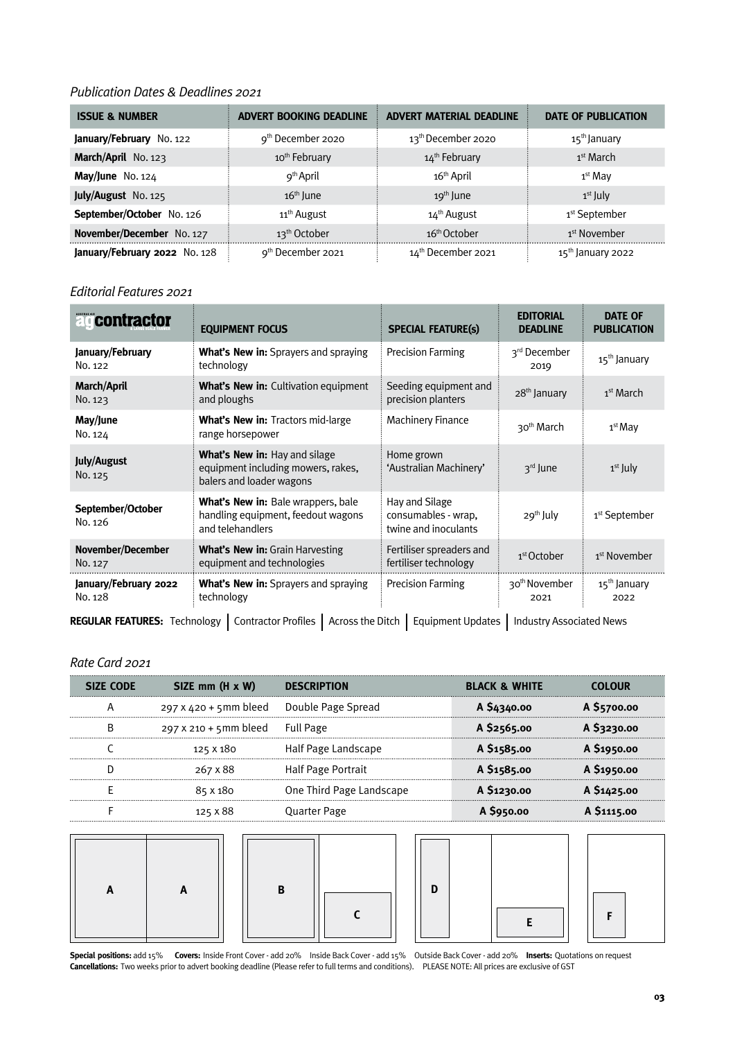*Publication Dates & Deadlines 2021*

| ISSUE & NUMBER | ADVERT BOOKING DEADLINE | ADVERT MATERIAL DEADLINE | DATE OF PUBLICATION |
|---|---|---|---|
| **January/February** No. 122 | 9th December 2020 | 13th December 2020 | 15th January |
| **March/April** No. 123 | 10th February | 14th February | 1st March |
| **May/June** No. 124 | 9th April | 16th April | 1st May |
| **July/August** No. 125 | 16th June | 19th June | 1st July |
| **September/October** No. 126 | 11th August | 14th August | 1st September |
| **November/December** No. 127 | 13th October | 16th October | 1st November |
| **January/February 2022** No. 128 | 9th December 2021 | 14th December 2021 | 15th January 2022 |

*Editorial Features 2021*

| agcontractor | EQUIPMENT FOCUS | SPECIAL FEATURE(S) | EDITORIAL DEADLINE | DATE OF PUBLICATION |
|---|---|---|---|---|
| **January/February** No. 122 | **What's New in:** Sprayers and spraying technology | Precision Farming | 3rd December 2019 | 15th January |
| **March/April** No. 123 | **What's New in:** Cultivation equipment and ploughs | Seeding equipment and precision planters | 28th January | 1st March |
| **May/June** No. 124 | **What's New in:** Tractors mid-large range horsepower | Machinery Finance | 30th March | 1st May |
| **July/August** No. 125 | **What's New in:** Hay and silage equipment including mowers, rakes, balers and loader wagons | Home grown 'Australian Machinery' | 3rd June | 1st July |
| **September/October** No. 126 | **What's New in:** Bale wrappers, bale handling equipment, feedout wagons and telehandlers | Hay and Silage consumables - wrap, twine and inoculants | 29th July | 1st September |
| **November/December** No. 127 | **What's New in:** Grain Harvesting equipment and technologies | Fertiliser spreaders and fertiliser technology | 1st October | 1st November |
| **January/February 2022** No. 128 | **What's New in:** Sprayers and spraying technology | Precision Farming | 30th November 2021 | 15th January 2022 |

**REGULAR FEATURES:** Technology | Contractor Profiles | Across the Ditch | Equipment Updates | Industry Associated News

*Rate Card 2021*

| SIZE CODE | SIZE mm (H x W) | DESCRIPTION | BLACK & WHITE | COLOUR |
|---|---|---|---|---|
| A | 297 x 420 + 5mm bleed | Double Page Spread | **A $4340.00** | **A $5700.00** |
| B | 297 x 210 + 5mm bleed | Full Page | **A $2565.00** | **A $3230.00** |
| C | 125 x 180 | Half Page Landscape | **A $1585.00** | **A $1950.00** |
| D | 267 x 88 | Half Page Portrait | **A $1585.00** | **A $1950.00** |
| E | 85 x 180 | One Third Page Landscape | **A $1230.00** | **A $1425.00** |
| F | 125 x 88 | Quarter Page | **A $950.00** | **A $1115.00** |

A A B C D E F

**Special positions:** add 15% **Covers:** Inside Front Cover - add 20% Inside Back Cover - add 15% Outside Back Cover - add 20% **Inserts:** Quotations on request
**Cancellations:** Two weeks prior to advert booking deadline (Please refer to full terms and conditions). PLEASE NOTE: All prices are exclusive of GST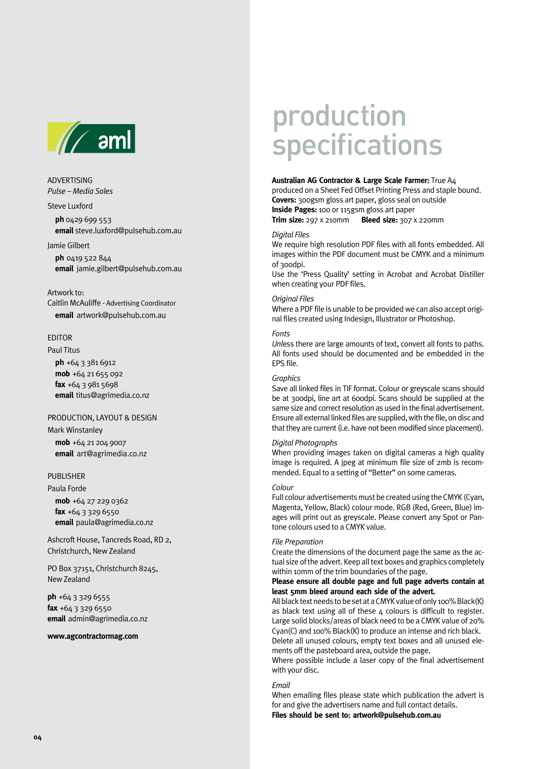ADVERTISING
*Pulse – Media Sales*

Steve Luxford

**ph** 0429 699 553
**email** steve.luxford@pulsehub.com.au

Jamie Gilbert

**ph** 0419 522 844
**email** jamie.gilbert@pulsehub.com.au

Artwork to:
Caitlin McAuliffe - Advertising Coordinator

**email** artwork@pulsehub.com.au

EDITOR

Paul Titus

**ph** +64 3 381 6912
**mob** +64 21 655 092
**fax** +64 3 981 5698
**email** titus@agrimedia.co.nz

PRODUCTION, LAYOUT & DESIGN

Mark Winstanley

**mob** +64 21 204 9007
**email** art@agrimedia.co.nz

PUBLISHER

Paula Forde

**mob** +64 27 229 0362
**fax** +64 3 329 6550
**email** paula@agrimedia.co.nz

Ashcroft House, Tancreds Road, RD 2,
Christchurch, New Zealand

PO Box 37151, Christchurch 8245,
New Zealand

**ph** +64 3 329 6555
**fax** +64 3 329 6550
**email** admin@agrimedia.co.nz

**www.agcontractormag.com**

# production specifications

**Australian AG Contractor & Large Scale Farmer:** True A4 produced on a Sheet Fed Offset Printing Press and staple bound.
**Covers:** 300gsm gloss art paper, gloss seal on outside
**Inside Pages:** 100 or 115gsm gloss art paper
**Trim size:** 297 x 210mm **Bleed size:** 307 x 220mm

*Digital Files*
We require high resolution PDF files with all fonts embedded. All images within the PDF document must be CMYK and a minimum of 300dpi.
Use the 'Press Quality' setting in Acrobat and Acrobat Distiller when creating your PDF files.

*Original Files*
Where a PDF file is unable to be provided we can also accept original files created using Indesign, Illustrator or Photoshop.

*Fonts*
*Unl*ess there are large amounts of text, convert all fonts to paths. All fonts used should be documented and be embedded in the EPS file.

*Graphics*
Save all linked files in TIF format. Colour or greyscale scans should be at 300dpi, line art at 600dpi. Scans should be supplied at the same size and correct resolution as used in the final advertisement. Ensure all external linked files are supplied, with the file, on disc and that they are current (i.e. have not been modified since placement).

*Digital Photographs*
When providing images taken on digital cameras a high quality image is required. A jpeg at minimum file size of 2mb is recommended. Equal to a setting of "Better" on some cameras.

*Colour*
Full colour advertisements must be created using the CMYK (Cyan, Magenta, Yellow, Black) colour mode. RGB (Red, Green, Blue) images will print out as greyscale. Please convert any Spot or Pantone colours used to a CMYK value.

*File Preparation*
Create the dimensions of the document page the same as the actual size of the advert. Keep all text boxes and graphics completely within 10mm of the trim boundaries of the page.
**Please ensure all double page and full page adverts contain at least 5mm bleed around each side of the advert.**
All black text needs to be set at a CMYK value of only 100% Black(K) as black text using all of these 4 colours is difficult to register. Large solid blocks/areas of black need to be a CMYK value of 20% Cyan(C) and 100% Black(K) to produce an intense and rich black.
Delete all unused colours, empty text boxes and all unused elements off the pasteboard area, outside the page.
Where possible include a laser copy of the final advertisement with your disc.

*Email*
When emailing files please state which publication the advert is for and give the advertisers name and full contact details.
**Files should be sent to: artwork@pulsehub.com.au**